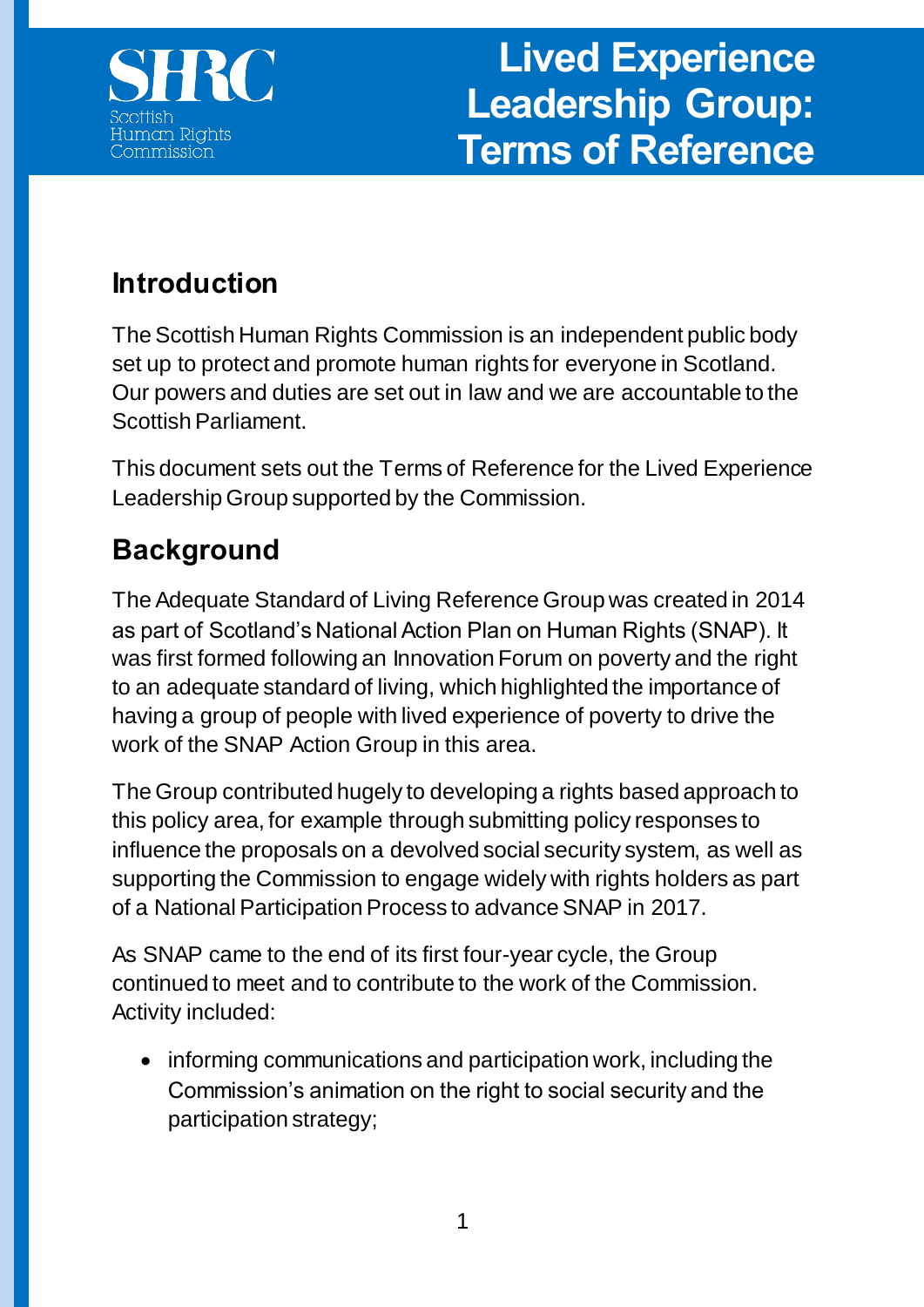SHRC

Scottish Human Rights Commission

# Lived Experience Leadership Group: Terms of Reference

## Introduction

The Scottish Human Rights Commission is an independent public body set up to protect and promote human rights for everyone in Scotland. Our powers and duties are set out in law and we are accountable to the Scottish Parliament.

This document sets out the Terms of Reference for the Lived Experience Leadership Group supported by the Commission.

## Background

The Adequate Standard of Living Reference Group was created in 2014 as part of Scotland's National Action Plan on Human Rights (SNAP). It was first formed following an Innovation Forum on poverty and the right to an adequate standard of living, which highlighted the importance of having a group of people with lived experience of poverty to drive the work of the SNAP Action Group in this area.

The Group contributed hugely to developing a rights based approach to this policy area, for example through submitting policy responses to influence the proposals on a devolved social security system, as well as supporting the Commission to engage widely with rights holders as part of a National Participation Process to advance SNAP in 2017.

As SNAP came to the end of its first four-year cycle, the Group continued to meet and to contribute to the work of the Commission. Activity included:

- informing communications and participation work, including the Commission's animation on the right to social security and the participation strategy;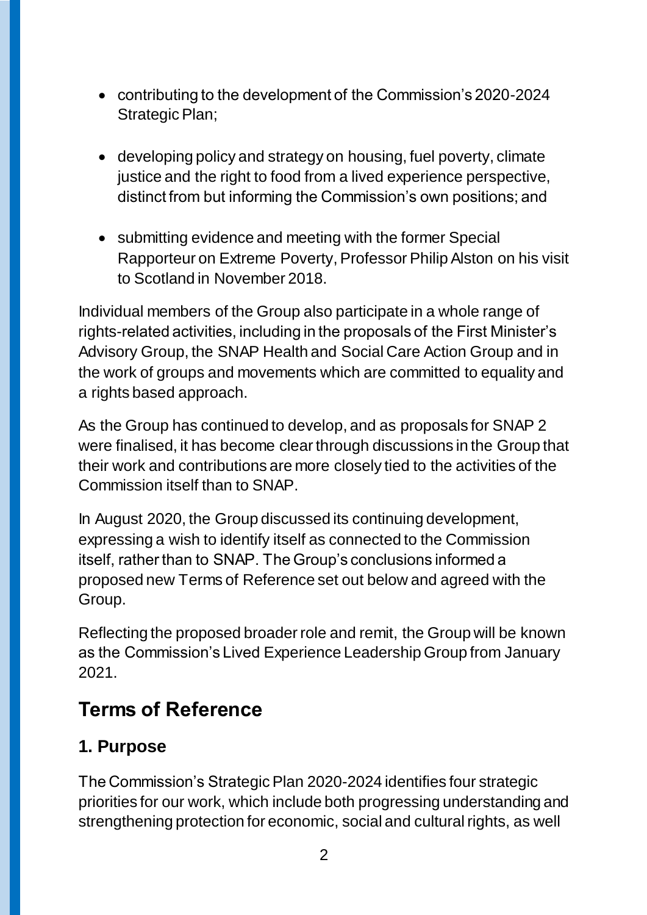- contributing to the development of the Commission's 2020-2024 Strategic Plan;

- developing policy and strategy on housing, fuel poverty, climate justice and the right to food from a lived experience perspective, distinct from but informing the Commission's own positions; and

- submitting evidence and meeting with the former Special Rapporteur on Extreme Poverty, Professor Philip Alston on his visit to Scotland in November 2018.

Individual members of the Group also participate in a whole range of rights-related activities, including in the proposals of the First Minister's Advisory Group, the SNAP Health and Social Care Action Group and in the work of groups and movements which are committed to equality and a rights based approach.

As the Group has continued to develop, and as proposals for SNAP 2 were finalised, it has become clear through discussions in the Group that their work and contributions are more closely tied to the activities of the Commission itself than to SNAP.

In August 2020, the Group discussed its continuing development, expressing a wish to identify itself as connected to the Commission itself, rather than to SNAP. The Group's conclusions informed a proposed new Terms of Reference set out below and agreed with the Group.

Reflecting the proposed broader role and remit, the Group will be known as the Commission's Lived Experience Leadership Group from January 2021.

## Terms of Reference

### 1. Purpose

The Commission's Strategic Plan 2020-2024 identifies four strategic priorities for our work, which include both progressing understanding and strengthening protection for economic, social and cultural rights, as well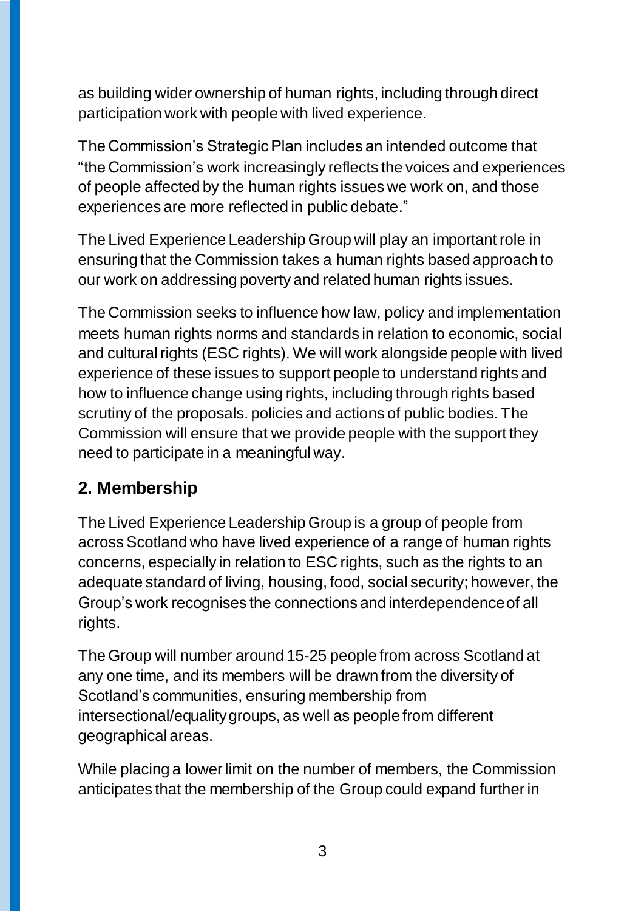as building wider ownership of human rights, including through direct participation work with people with lived experience.

The Commission's Strategic Plan includes an intended outcome that "the Commission's work increasingly reflects the voices and experiences of people affected by the human rights issues we work on, and those experiences are more reflected in public debate."

The Lived Experience Leadership Group will play an important role in ensuring that the Commission takes a human rights based approach to our work on addressing poverty and related human rights issues.

The Commission seeks to influence how law, policy and implementation meets human rights norms and standards in relation to economic, social and cultural rights (ESC rights). We will work alongside people with lived experience of these issues to support people to understand rights and how to influence change using rights, including through rights based scrutiny of the proposals. policies and actions of public bodies. The Commission will ensure that we provide people with the support they need to participate in a meaningful way.

## 2. Membership

The Lived Experience Leadership Group is a group of people from across Scotland who have lived experience of a range of human rights concerns, especially in relation to ESC rights, such as the rights to an adequate standard of living, housing, food, social security; however, the Group's work recognises the connections and interdependence of all rights.

The Group will number around 15-25 people from across Scotland at any one time, and its members will be drawn from the diversity of Scotland's communities, ensuring membership from intersectional/equality groups, as well as people from different geographical areas.

While placing a lower limit on the number of members, the Commission anticipates that the membership of the Group could expand further in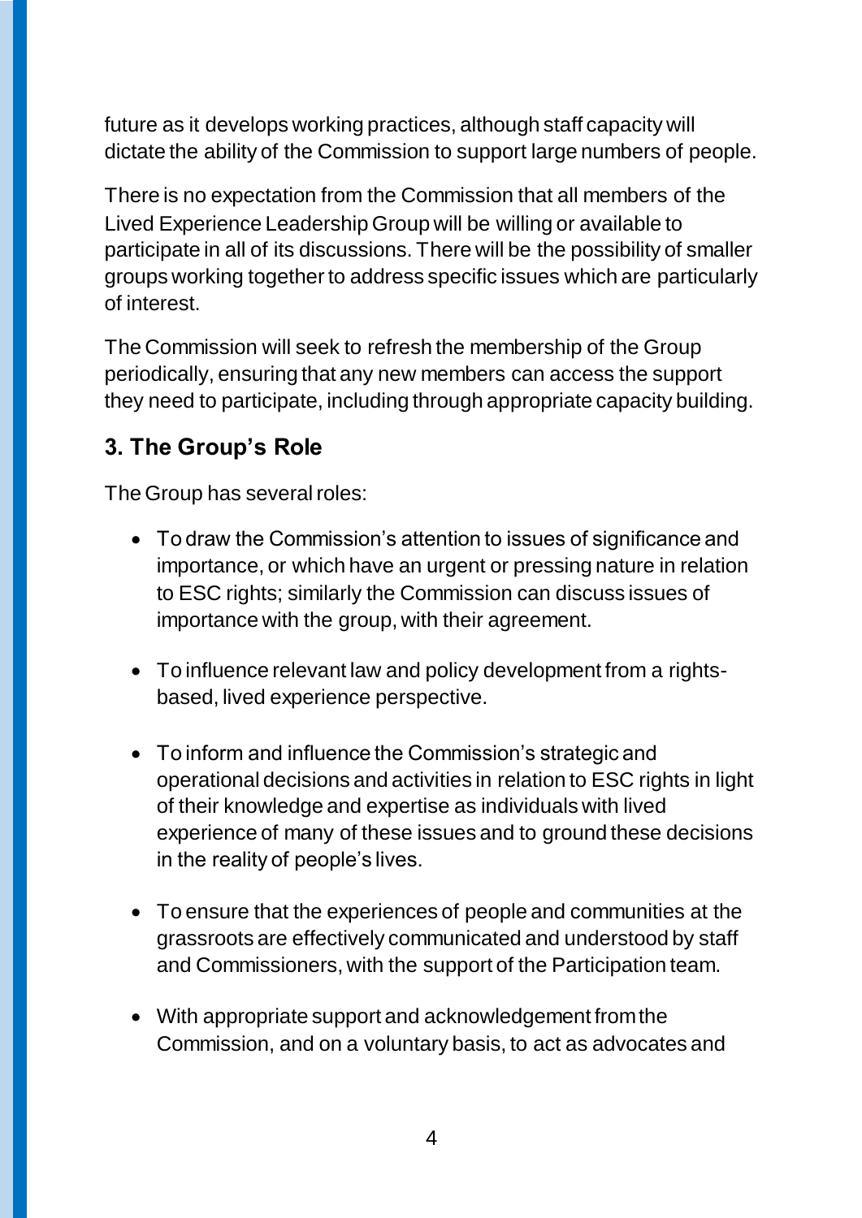future as it develops working practices, although staff capacity will dictate the ability of the Commission to support large numbers of people.

There is no expectation from the Commission that all members of the Lived Experience Leadership Group will be willing or available to participate in all of its discussions. There will be the possibility of smaller groups working together to address specific issues which are particularly of interest.

The Commission will seek to refresh the membership of the Group periodically, ensuring that any new members can access the support they need to participate, including through appropriate capacity building.

## 3. The Group's Role

The Group has several roles:

- To draw the Commission's attention to issues of significance and importance, or which have an urgent or pressing nature in relation to ESC rights; similarly the Commission can discuss issues of importance with the group, with their agreement.

- To influence relevant law and policy development from a rights-based, lived experience perspective.

- To inform and influence the Commission's strategic and operational decisions and activities in relation to ESC rights in light of their knowledge and expertise as individuals with lived experience of many of these issues and to ground these decisions in the reality of people's lives.

- To ensure that the experiences of people and communities at the grassroots are effectively communicated and understood by staff and Commissioners, with the support of the Participation team.

- With appropriate support and acknowledgement from the Commission, and on a voluntary basis, to act as advocates and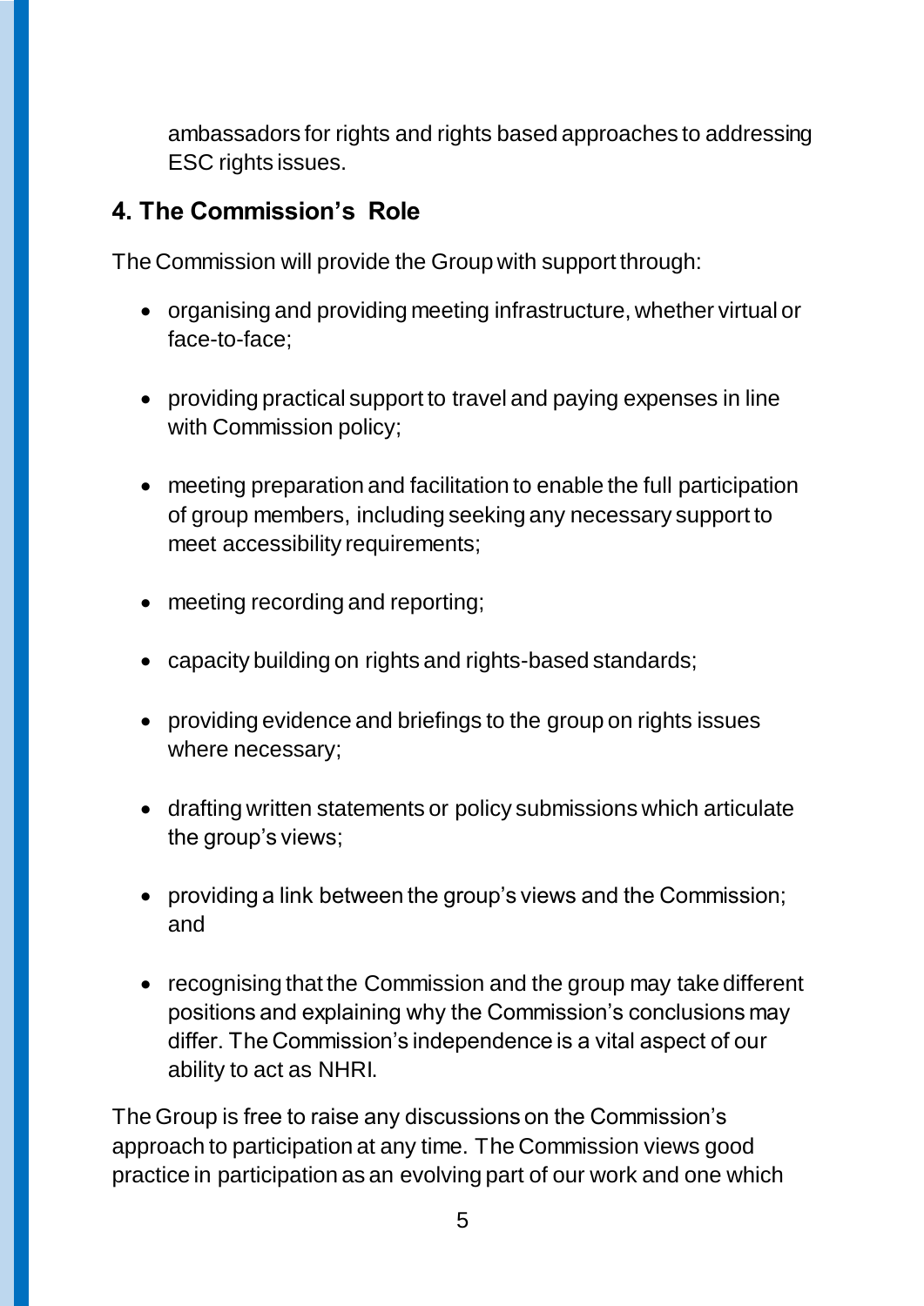ambassadors for rights and rights based approaches to addressing ESC rights issues.

## 4. The Commission's Role

The Commission will provide the Group with support through:

- organising and providing meeting infrastructure, whether virtual or face-to-face;
- providing practical support to travel and paying expenses in line with Commission policy;
- meeting preparation and facilitation to enable the full participation of group members, including seeking any necessary support to meet accessibility requirements;
- meeting recording and reporting;
- capacity building on rights and rights-based standards;
- providing evidence and briefings to the group on rights issues where necessary;
- drafting written statements or policy submissions which articulate the group's views;
- providing a link between the group's views and the Commission; and
- recognising that the Commission and the group may take different positions and explaining why the Commission's conclusions may differ. The Commission's independence is a vital aspect of our ability to act as NHRI.

The Group is free to raise any discussions on the Commission's approach to participation at any time. The Commission views good practice in participation as an evolving part of our work and one which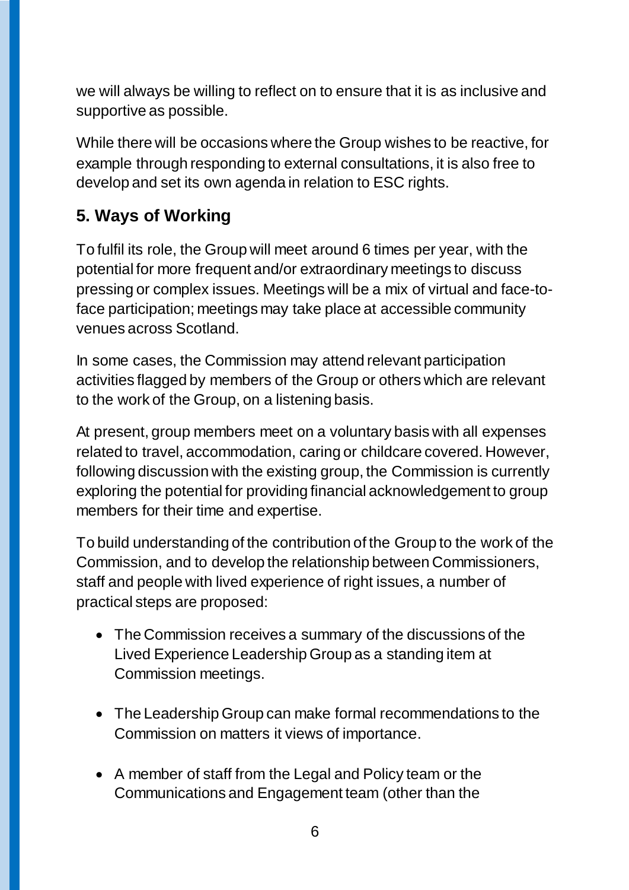we will always be willing to reflect on to ensure that it is as inclusive and supportive as possible.

While there will be occasions where the Group wishes to be reactive, for example through responding to external consultations, it is also free to develop and set its own agenda in relation to ESC rights.

## 5. Ways of Working

To fulfil its role, the Group will meet around 6 times per year, with the potential for more frequent and/or extraordinary meetings to discuss pressing or complex issues. Meetings will be a mix of virtual and face-to-face participation; meetings may take place at accessible community venues across Scotland.

In some cases, the Commission may attend relevant participation activities flagged by members of the Group or others which are relevant to the work of the Group, on a listening basis.

At present, group members meet on a voluntary basis with all expenses related to travel, accommodation, caring or childcare covered. However, following discussion with the existing group, the Commission is currently exploring the potential for providing financial acknowledgement to group members for their time and expertise.

To build understanding of the contribution of the Group to the work of the Commission, and to develop the relationship between Commissioners, staff and people with lived experience of right issues, a number of practical steps are proposed:

- The Commission receives a summary of the discussions of the Lived Experience Leadership Group as a standing item at Commission meetings.
- The Leadership Group can make formal recommendations to the Commission on matters it views of importance.
- A member of staff from the Legal and Policy team or the Communications and Engagement team (other than the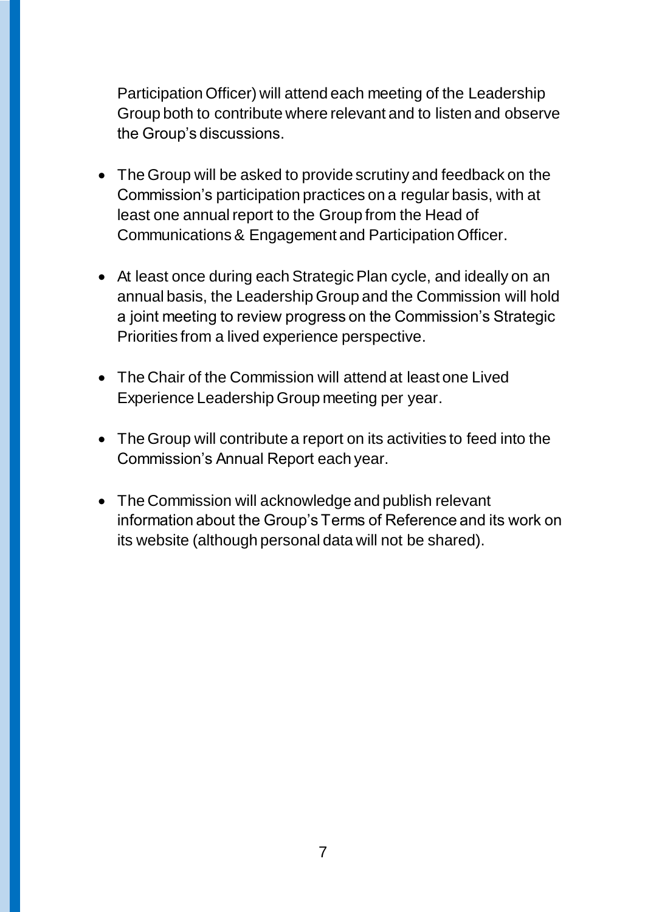Participation Officer) will attend each meeting of the Leadership Group both to contribute where relevant and to listen and observe the Group's discussions.

- The Group will be asked to provide scrutiny and feedback on the Commission's participation practices on a regular basis, with at least one annual report to the Group from the Head of Communications & Engagement and Participation Officer.

- At least once during each Strategic Plan cycle, and ideally on an annual basis, the Leadership Group and the Commission will hold a joint meeting to review progress on the Commission's Strategic Priorities from a lived experience perspective.

- The Chair of the Commission will attend at least one Lived Experience Leadership Group meeting per year.

- The Group will contribute a report on its activities to feed into the Commission's Annual Report each year.

- The Commission will acknowledge and publish relevant information about the Group's Terms of Reference and its work on its website (although personal data will not be shared).